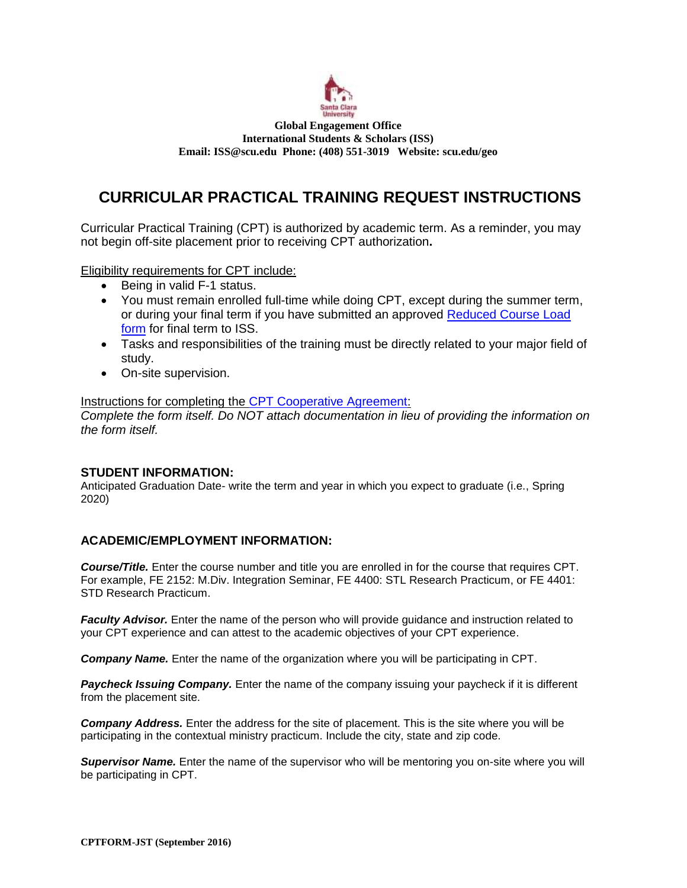**Global Engagement Office**
**International Students & Scholars (ISS)**
**Email: ISS@scu.edu Phone: (408) 551-3019 Website: scu.edu/geo**

# CURRICULAR PRACTICAL TRAINING REQUEST INSTRUCTIONS

Curricular Practical Training (CPT) is authorized by academic term. As a reminder, you may not begin off-site placement prior to receiving CPT authorization**.**

Eligibility requirements for CPT include:

- Being in valid F-1 status.
- You must remain enrolled full-time while doing CPT, except during the summer term, or during your final term if you have submitted an approved Reduced Course Load form for final term to ISS.
- Tasks and responsibilities of the training must be directly related to your major field of study.
- On-site supervision.

Instructions for completing the CPT Cooperative Agreement:
*Complete the form itself. Do NOT attach documentation in lieu of providing the information on the form itself.*

### STUDENT INFORMATION:

Anticipated Graduation Date- write the term and year in which you expect to graduate (i.e., Spring 2020)

### ACADEMIC/EMPLOYMENT INFORMATION:

***Course/Title.*** Enter the course number and title you are enrolled in for the course that requires CPT. For example, FE 2152: M.Div. Integration Seminar, FE 4400: STL Research Practicum, or FE 4401: STD Research Practicum.

***Faculty Advisor.*** Enter the name of the person who will provide guidance and instruction related to your CPT experience and can attest to the academic objectives of your CPT experience.

***Company Name.*** Enter the name of the organization where you will be participating in CPT.

***Paycheck Issuing Company.*** Enter the name of the company issuing your paycheck if it is different from the placement site.

***Company Address.*** Enter the address for the site of placement. This is the site where you will be participating in the contextual ministry practicum. Include the city, state and zip code.

***Supervisor Name.*** Enter the name of the supervisor who will be mentoring you on-site where you will be participating in CPT.

**CPTFORM-JST (September 2016)**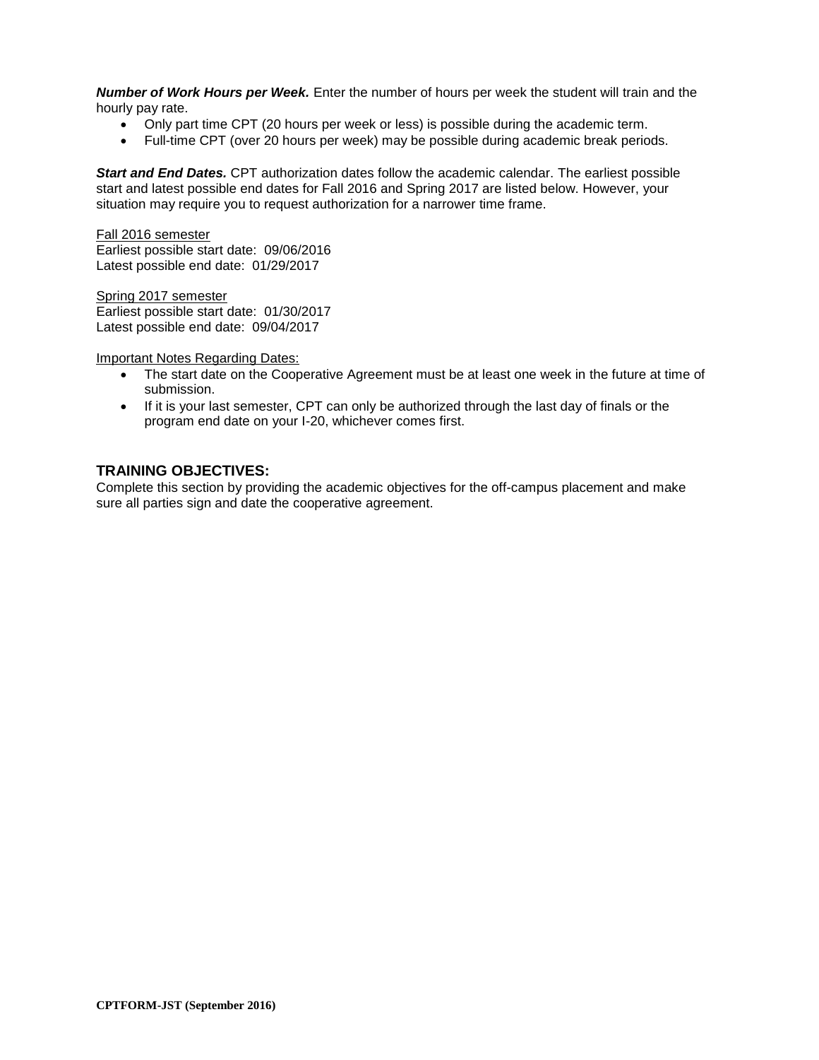***Number of Work Hours per Week.*** Enter the number of hours per week the student will train and the hourly pay rate.

- Only part time CPT (20 hours per week or less) is possible during the academic term.
- Full-time CPT (over 20 hours per week) may be possible during academic break periods.

***Start and End Dates.*** CPT authorization dates follow the academic calendar. The earliest possible start and latest possible end dates for Fall 2016 and Spring 2017 are listed below. However, your situation may require you to request authorization for a narrower time frame.

<u>Fall 2016 semester</u>
Earliest possible start date: 09/06/2016
Latest possible end date: 01/29/2017

<u>Spring 2017 semester</u>
Earliest possible start date: 01/30/2017
Latest possible end date: 09/04/2017

<u>Important Notes Regarding Dates:</u>

- The start date on the Cooperative Agreement must be at least one week in the future at time of submission.
- If it is your last semester, CPT can only be authorized through the last day of finals or the program end date on your I-20, whichever comes first.

## TRAINING OBJECTIVES:

Complete this section by providing the academic objectives for the off-campus placement and make sure all parties sign and date the cooperative agreement.

**CPTFORM-JST (September 2016)**